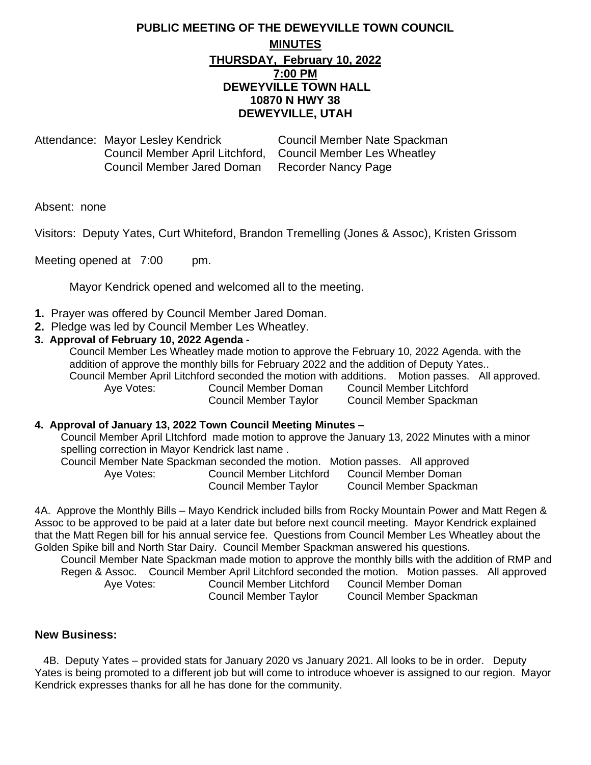# PUBLIC MEETING OF THE DEWEYVILLE TOWN COUNCIL

## MINUTES

**THURSDAY, February 10, 2022**
**7:00 PM**
**DEWEYVILLE TOWN HALL**
**10870 N HWY 38**
**DEWEYVILLE, UTAH**

Attendance: Mayor Lesley Kendrick, Council Member Nate Spackman, Council Member April Litchford, Council Member Les Wheatley, Council Member Jared Doman, Recorder Nancy Page

Absent: none

Visitors: Deputy Yates, Curt Whiteford, Brandon Tremelling (Jones & Assoc), Kristen Grissom

Meeting opened at 7:00 pm.

Mayor Kendrick opened and welcomed all to the meeting.

**1.** Prayer was offered by Council Member Jared Doman.

**2.** Pledge was led by Council Member Les Wheatley.

**3. Approval of February 10, 2022 Agenda -**

Council Member Les Wheatley made motion to approve the February 10, 2022 Agenda. with the addition of approve the monthly bills for February 2022 and the addition of Deputy Yates..
Council Member April Litchford seconded the motion with additions. Motion passes. All approved.

| Aye Votes: | Council Member Doman | Council Member Litchford |
|---|---|---|
| | Council Member Taylor | Council Member Spackman |

**4. Approval of January 13, 2022 Town Council Meeting Minutes –**

Council Member April LItchford made motion to approve the January 13, 2022 Minutes with a minor spelling correction in Mayor Kendrick last name .
Council Member Nate Spackman seconded the motion. Motion passes. All approved

| Aye Votes: | Council Member Litchford | Council Member Doman |
|---|---|---|
| | Council Member Taylor | Council Member Spackman |

4A. Approve the Monthly Bills – Mayo Kendrick included bills from Rocky Mountain Power and Matt Regen & Assoc to be approved to be paid at a later date but before next council meeting. Mayor Kendrick explained that the Matt Regen bill for his annual service fee. Questions from Council Member Les Wheatley about the Golden Spike bill and North Star Dairy. Council Member Spackman answered his questions.

Council Member Nate Spackman made motion to approve the monthly bills with the addition of RMP and Regen & Assoc. Council Member April Litchford seconded the motion. Motion passes. All approved

| Aye Votes: | Council Member Litchford | Council Member Doman |
|---|---|---|
| | Council Member Taylor | Council Member Spackman |

## New Business:

4B. Deputy Yates – provided stats for January 2020 vs January 2021. All looks to be in order. Deputy Yates is being promoted to a different job but will come to introduce whoever is assigned to our region. Mayor Kendrick expresses thanks for all he has done for the community.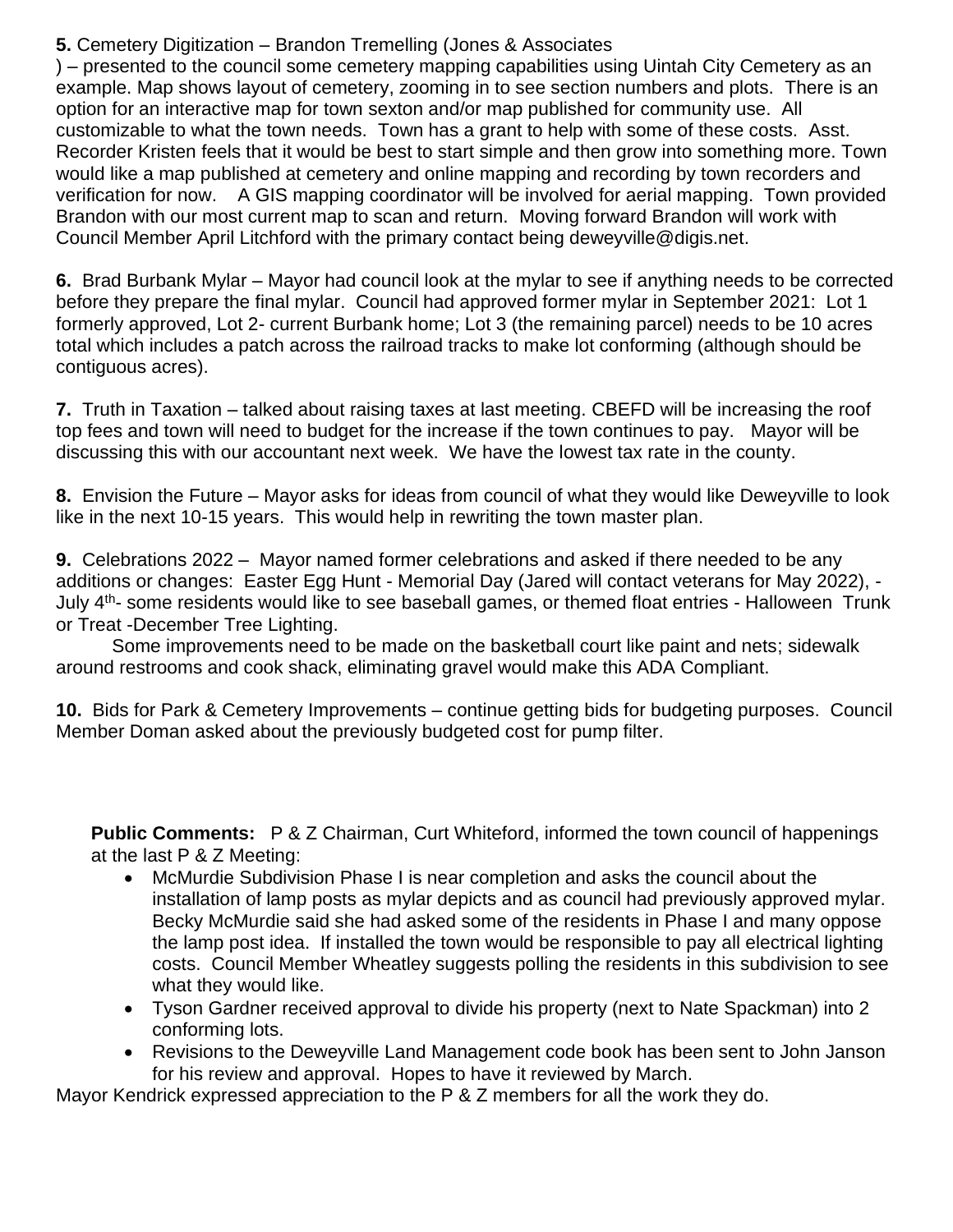**5.** Cemetery Digitization – Brandon Tremelling (Jones & Associates
) – presented to the council some cemetery mapping capabilities using Uintah City Cemetery as an example. Map shows layout of cemetery, zooming in to see section numbers and plots. There is an option for an interactive map for town sexton and/or map published for community use. All customizable to what the town needs. Town has a grant to help with some of these costs. Asst. Recorder Kristen feels that it would be best to start simple and then grow into something more. Town would like a map published at cemetery and online mapping and recording by town recorders and verification for now. A GIS mapping coordinator will be involved for aerial mapping. Town provided Brandon with our most current map to scan and return. Moving forward Brandon will work with Council Member April Litchford with the primary contact being deweyville@digis.net.

**6.** Brad Burbank Mylar – Mayor had council look at the mylar to see if anything needs to be corrected before they prepare the final mylar. Council had approved former mylar in September 2021: Lot 1 formerly approved, Lot 2- current Burbank home; Lot 3 (the remaining parcel) needs to be 10 acres total which includes a patch across the railroad tracks to make lot conforming (although should be contiguous acres).

**7.** Truth in Taxation – talked about raising taxes at last meeting. CBEFD will be increasing the roof top fees and town will need to budget for the increase if the town continues to pay. Mayor will be discussing this with our accountant next week. We have the lowest tax rate in the county.

**8.** Envision the Future – Mayor asks for ideas from council of what they would like Deweyville to look like in the next 10-15 years. This would help in rewriting the town master plan.

**9.** Celebrations 2022 – Mayor named former celebrations and asked if there needed to be any additions or changes: Easter Egg Hunt - Memorial Day (Jared will contact veterans for May 2022), - July 4th- some residents would like to see baseball games, or themed float entries - Halloween Trunk or Treat -December Tree Lighting.

Some improvements need to be made on the basketball court like paint and nets; sidewalk around restrooms and cook shack, eliminating gravel would make this ADA Compliant.

**10.** Bids for Park & Cemetery Improvements – continue getting bids for budgeting purposes. Council Member Doman asked about the previously budgeted cost for pump filter.

**Public Comments:** P & Z Chairman, Curt Whiteford, informed the town council of happenings at the last P & Z Meeting:

- McMurdie Subdivision Phase I is near completion and asks the council about the installation of lamp posts as mylar depicts and as council had previously approved mylar. Becky McMurdie said she had asked some of the residents in Phase I and many oppose the lamp post idea. If installed the town would be responsible to pay all electrical lighting costs. Council Member Wheatley suggests polling the residents in this subdivision to see what they would like.
- Tyson Gardner received approval to divide his property (next to Nate Spackman) into 2 conforming lots.
- Revisions to the Deweyville Land Management code book has been sent to John Janson for his review and approval. Hopes to have it reviewed by March.

Mayor Kendrick expressed appreciation to the P & Z members for all the work they do.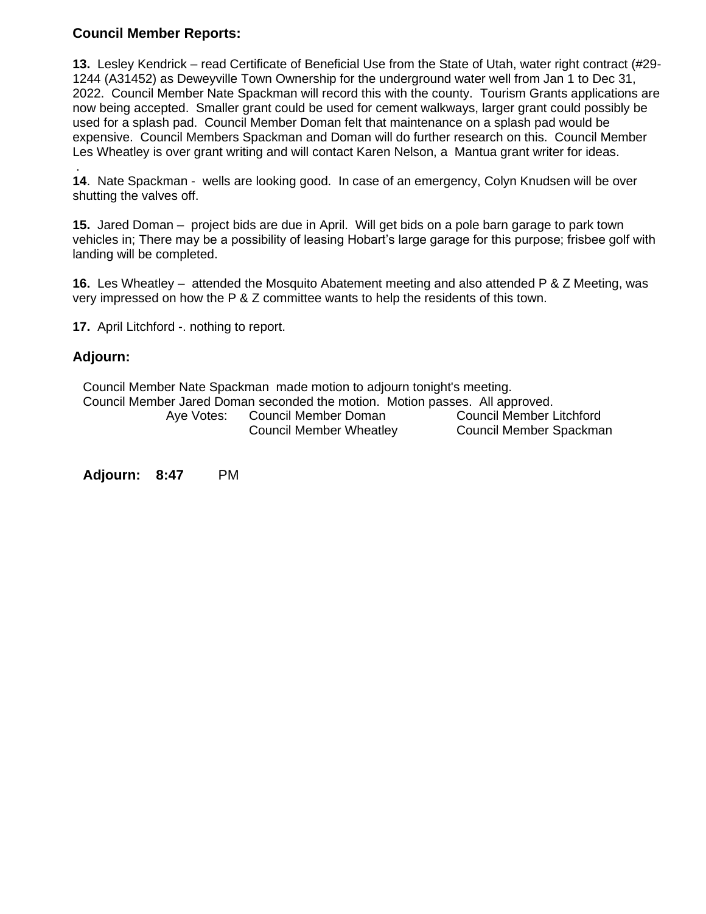### Council Member Reports:

**13.** Lesley Kendrick – read Certificate of Beneficial Use from the State of Utah, water right contract (#29-1244 (A31452) as Deweyville Town Ownership for the underground water well from Jan 1 to Dec 31, 2022. Council Member Nate Spackman will record this with the county. Tourism Grants applications are now being accepted. Smaller grant could be used for cement walkways, larger grant could possibly be used for a splash pad. Council Member Doman felt that maintenance on a splash pad would be expensive. Council Members Spackman and Doman will do further research on this. Council Member Les Wheatley is over grant writing and will contact Karen Nelson, a Mantua grant writer for ideas.

.

**14**. Nate Spackman - wells are looking good. In case of an emergency, Colyn Knudsen will be over shutting the valves off.

**15.** Jared Doman – project bids are due in April. Will get bids on a pole barn garage to park town vehicles in; There may be a possibility of leasing Hobart's large garage for this purpose; frisbee golf with landing will be completed.

**16.** Les Wheatley – attended the Mosquito Abatement meeting and also attended P & Z Meeting, was very impressed on how the P & Z committee wants to help the residents of this town.

**17.** April Litchford -. nothing to report.

### Adjourn:

Council Member Nate Spackman made motion to adjourn tonight's meeting.
Council Member Jared Doman seconded the motion. Motion passes. All approved.

| | | |
|---|---|---|
| Aye Votes: | Council Member Doman | Council Member Litchford |
| | Council Member Wheatley | Council Member Spackman |

**Adjourn: 8:47** PM